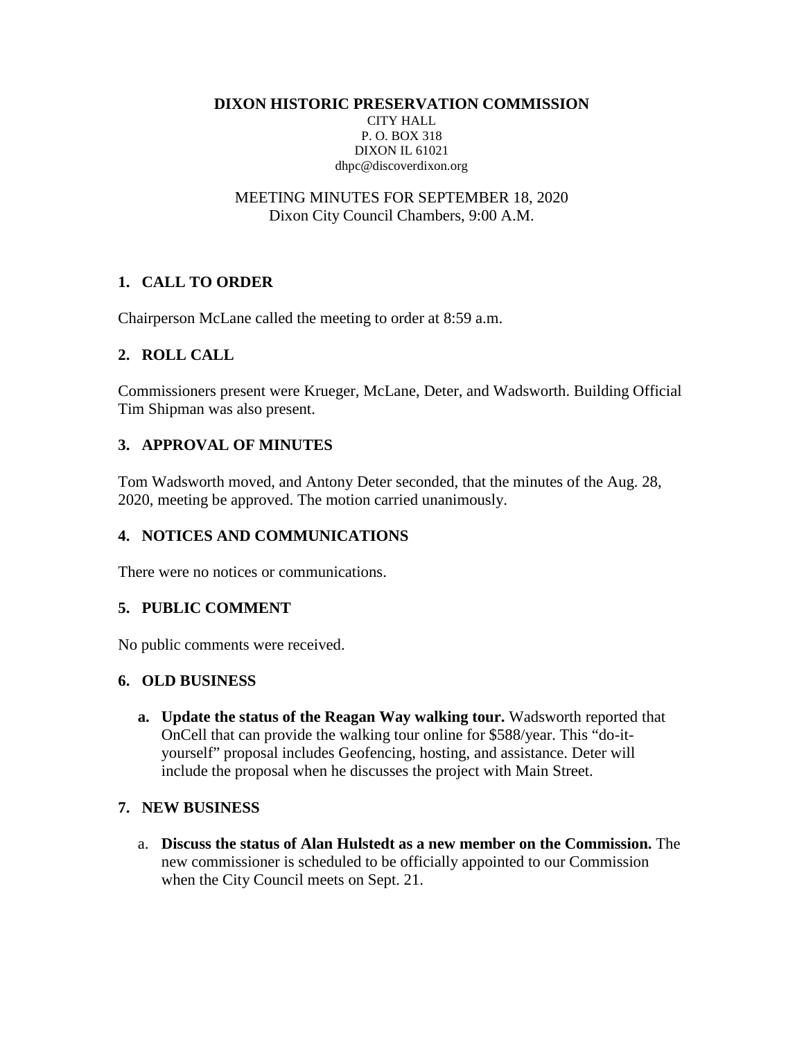**DIXON HISTORIC PRESERVATION COMMISSION**

CITY HALL
P. O. BOX 318
DIXON IL 61021
dhpc@discoverdixon.org

MEETING MINUTES FOR SEPTEMBER 18, 2020
Dixon City Council Chambers, 9:00 A.M.

## 1. CALL TO ORDER

Chairperson McLane called the meeting to order at 8:59 a.m.

## 2. ROLL CALL

Commissioners present were Krueger, McLane, Deter, and Wadsworth. Building Official Tim Shipman was also present.

## 3. APPROVAL OF MINUTES

Tom Wadsworth moved, and Antony Deter seconded, that the minutes of the Aug. 28, 2020, meeting be approved. The motion carried unanimously.

## 4. NOTICES AND COMMUNICATIONS

There were no notices or communications.

## 5. PUBLIC COMMENT

No public comments were received.

## 6. OLD BUSINESS

a. **Update the status of the Reagan Way walking tour.** Wadsworth reported that OnCell that can provide the walking tour online for $588/year. This "do-it-yourself" proposal includes Geofencing, hosting, and assistance. Deter will include the proposal when he discusses the project with Main Street.

## 7. NEW BUSINESS

a. **Discuss the status of Alan Hulstedt as a new member on the Commission.** The new commissioner is scheduled to be officially appointed to our Commission when the City Council meets on Sept. 21.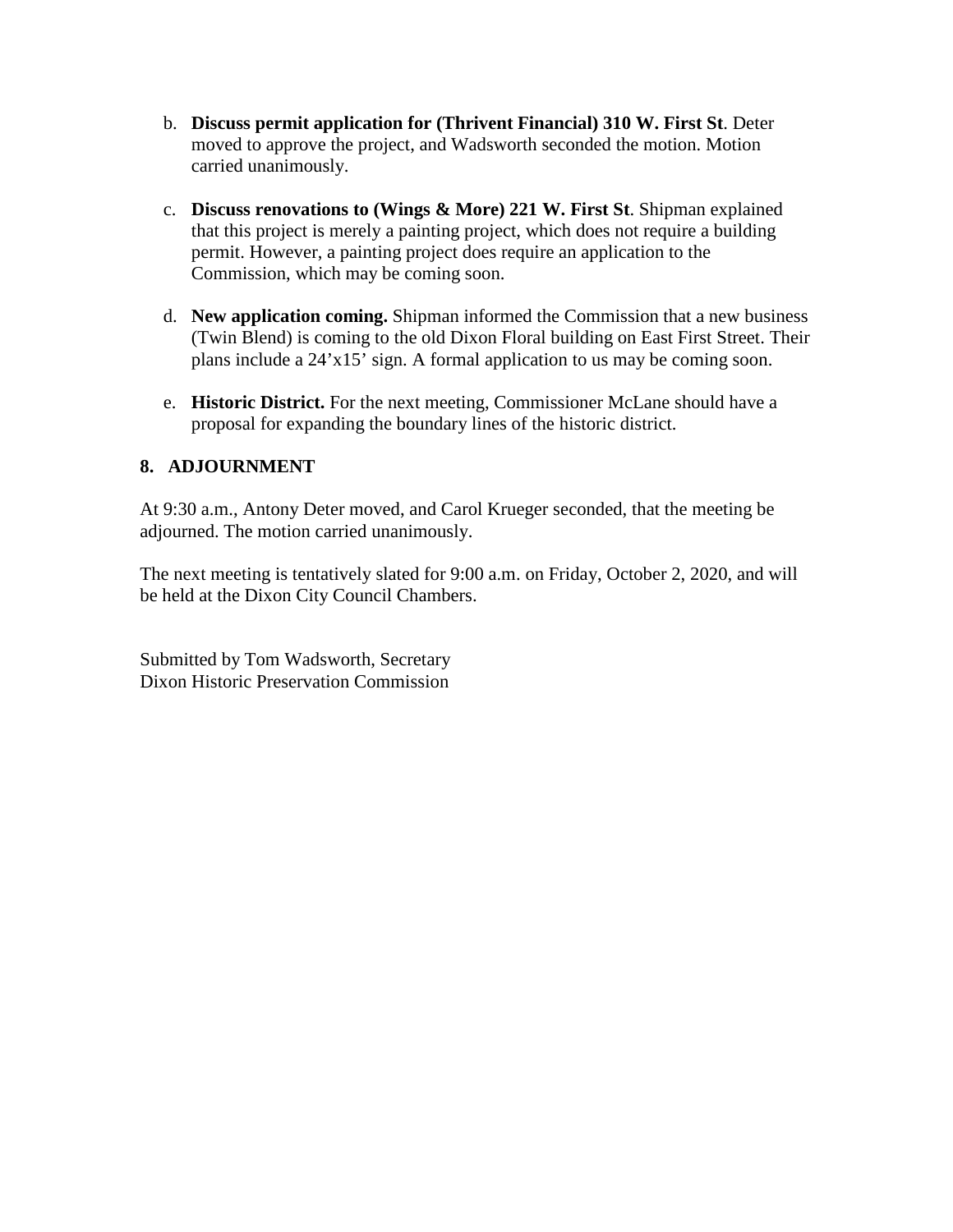b. **Discuss permit application for (Thrivent Financial) 310 W. First St**. Deter moved to approve the project, and Wadsworth seconded the motion. Motion carried unanimously.

c. **Discuss renovations to (Wings & More) 221 W. First St**. Shipman explained that this project is merely a painting project, which does not require a building permit. However, a painting project does require an application to the Commission, which may be coming soon.

d. **New application coming.** Shipman informed the Commission that a new business (Twin Blend) is coming to the old Dixon Floral building on East First Street. Their plans include a 24'x15' sign. A formal application to us may be coming soon.

e. **Historic District.** For the next meeting, Commissioner McLane should have a proposal for expanding the boundary lines of the historic district.

## 8. ADJOURNMENT

At 9:30 a.m., Antony Deter moved, and Carol Krueger seconded, that the meeting be adjourned. The motion carried unanimously.

The next meeting is tentatively slated for 9:00 a.m. on Friday, October 2, 2020, and will be held at the Dixon City Council Chambers.

Submitted by Tom Wadsworth, Secretary
Dixon Historic Preservation Commission